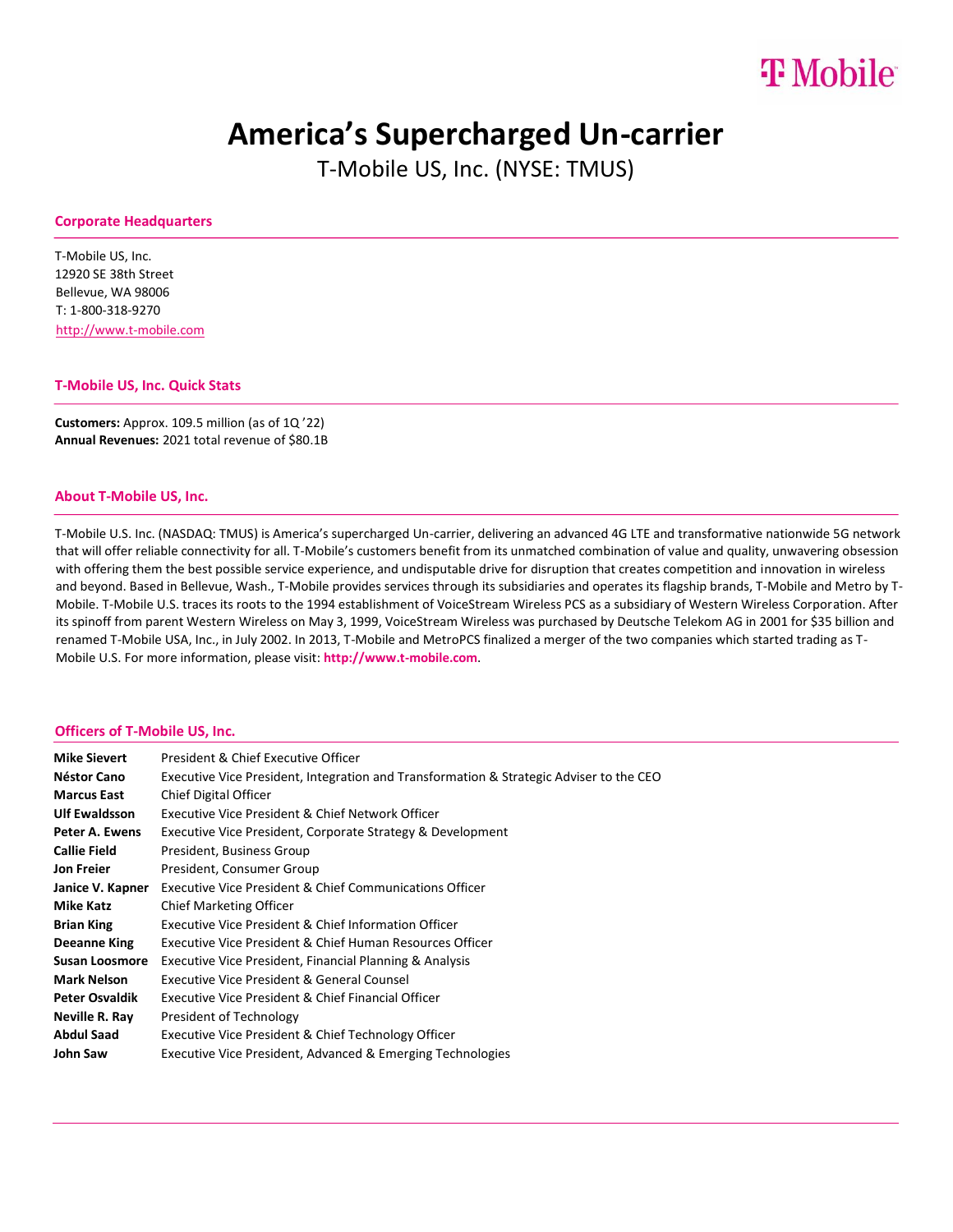# America's Supercharged Un-carrier

T-Mobile US, Inc. (NYSE: TMUS)

## Corporate Headquarters

T-Mobile US, Inc.
12920 SE 38th Street
Bellevue, WA 98006
T: 1-800-318-9270
http://www.t-mobile.com

## T-Mobile US, Inc. Quick Stats

**Customers:** Approx. 109.5 million (as of 1Q '22)
**Annual Revenues:** 2021 total revenue of $80.1B

## About T-Mobile US, Inc.

T-Mobile U.S. Inc. (NASDAQ: TMUS) is America's supercharged Un-carrier, delivering an advanced 4G LTE and transformative nationwide 5G network that will offer reliable connectivity for all. T-Mobile's customers benefit from its unmatched combination of value and quality, unwavering obsession with offering them the best possible service experience, and undisputable drive for disruption that creates competition and innovation in wireless and beyond. Based in Bellevue, Wash., T-Mobile provides services through its subsidiaries and operates its flagship brands, T-Mobile and Metro by T-Mobile. T-Mobile U.S. traces its roots to the 1994 establishment of VoiceStream Wireless PCS as a subsidiary of Western Wireless Corporation. After its spinoff from parent Western Wireless on May 3, 1999, VoiceStream Wireless was purchased by Deutsche Telekom AG in 2001 for $35 billion and renamed T-Mobile USA, Inc., in July 2002. In 2013, T-Mobile and MetroPCS finalized a merger of the two companies which started trading as T-Mobile U.S. For more information, please visit: **http://www.t-mobile.com**.

## Officers of T-Mobile US, Inc.

| | |
|---|---|
| **Mike Sievert** | President & Chief Executive Officer |
| **Néstor Cano** | Executive Vice President, Integration and Transformation & Strategic Adviser to the CEO |
| **Marcus East** | Chief Digital Officer |
| **Ulf Ewaldsson** | Executive Vice President & Chief Network Officer |
| **Peter A. Ewens** | Executive Vice President, Corporate Strategy & Development |
| **Callie Field** | President, Business Group |
| **Jon Freier** | President, Consumer Group |
| **Janice V. Kapner** | Executive Vice President & Chief Communications Officer |
| **Mike Katz** | Chief Marketing Officer |
| **Brian King** | Executive Vice President & Chief Information Officer |
| **Deeanne King** | Executive Vice President & Chief Human Resources Officer |
| **Susan Loosmore** | Executive Vice President, Financial Planning & Analysis |
| **Mark Nelson** | Executive Vice President & General Counsel |
| **Peter Osvaldik** | Executive Vice President & Chief Financial Officer |
| **Neville R. Ray** | President of Technology |
| **Abdul Saad** | Executive Vice President & Chief Technology Officer |
| **John Saw** | Executive Vice President, Advanced & Emerging Technologies |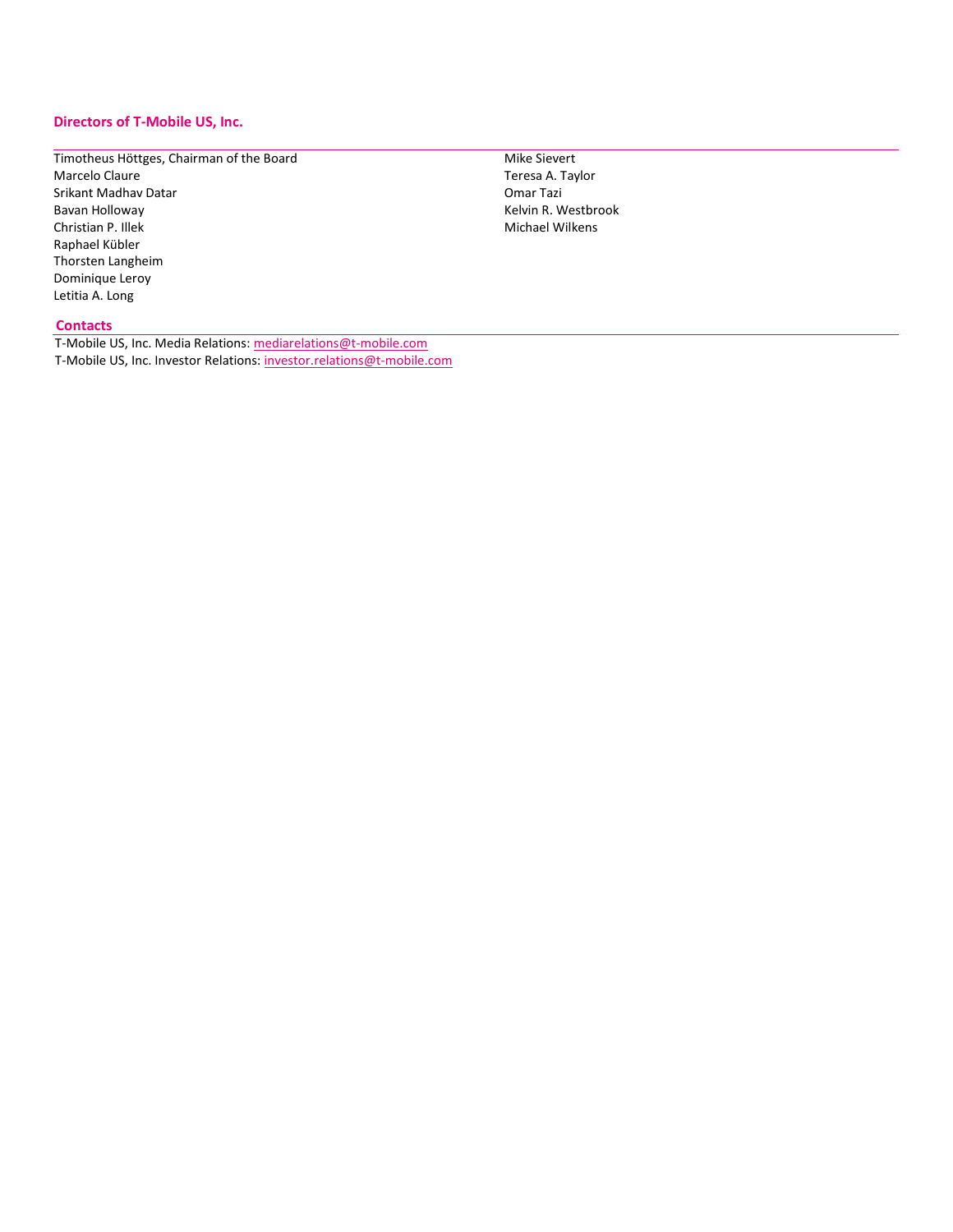## Directors of T-Mobile US, Inc.

Timotheus Höttges, Chairman of the Board
Marcelo Claure
Srikant Madhav Datar
Bavan Holloway
Christian P. Illek
Raphael Kübler
Thorsten Langheim
Dominique Leroy
Letitia A. Long
Mike Sievert
Teresa A. Taylor
Omar Tazi
Kelvin R. Westbrook
Michael Wilkens

## Contacts

T-Mobile US, Inc. Media Relations: mediarelations@t-mobile.com
T-Mobile US, Inc. Investor Relations: investor.relations@t-mobile.com